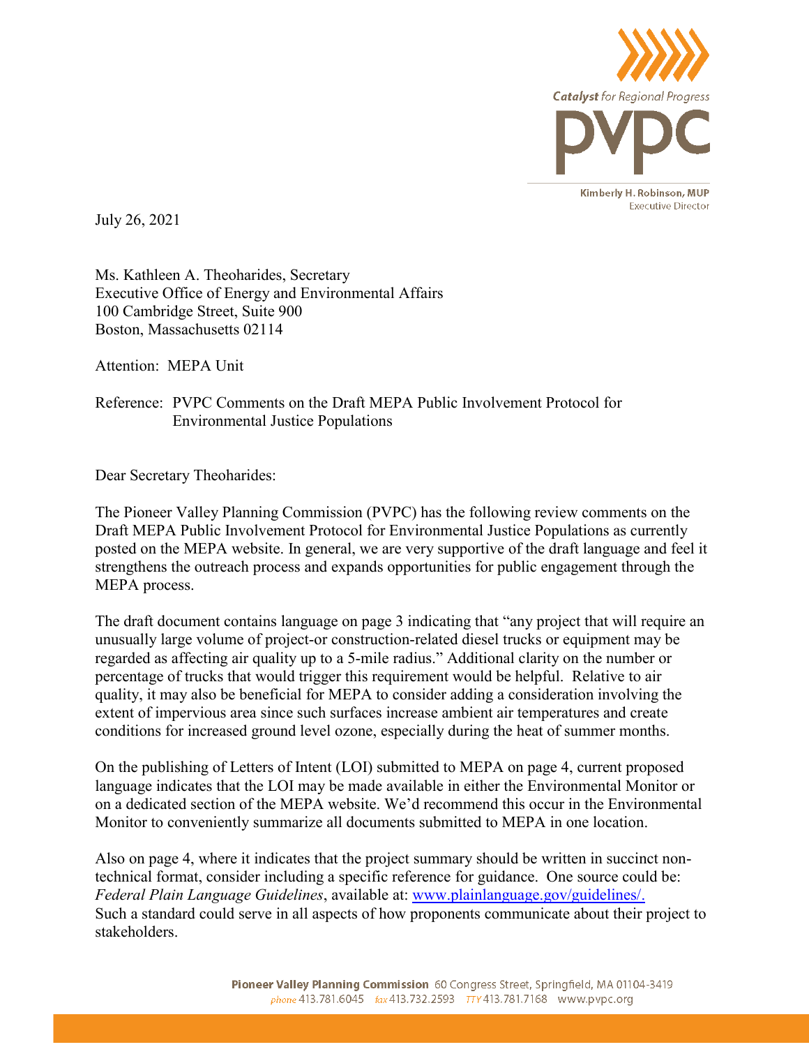Catalyst for Regional Progress

PVPC

Kimberly H. Robinson, MUP
Executive Director

July 26, 2021

Ms. Kathleen A. Theoharides, Secretary
Executive Office of Energy and Environmental Affairs
100 Cambridge Street, Suite 900
Boston, Massachusetts 02114

Attention: MEPA Unit

Reference: PVPC Comments on the Draft MEPA Public Involvement Protocol for Environmental Justice Populations

Dear Secretary Theoharides:

The Pioneer Valley Planning Commission (PVPC) has the following review comments on the Draft MEPA Public Involvement Protocol for Environmental Justice Populations as currently posted on the MEPA website. In general, we are very supportive of the draft language and feel it strengthens the outreach process and expands opportunities for public engagement through the MEPA process.

The draft document contains language on page 3 indicating that "any project that will require an unusually large volume of project-or construction-related diesel trucks or equipment may be regarded as affecting air quality up to a 5-mile radius." Additional clarity on the number or percentage of trucks that would trigger this requirement would be helpful. Relative to air quality, it may also be beneficial for MEPA to consider adding a consideration involving the extent of impervious area since such surfaces increase ambient air temperatures and create conditions for increased ground level ozone, especially during the heat of summer months.

On the publishing of Letters of Intent (LOI) submitted to MEPA on page 4, current proposed language indicates that the LOI may be made available in either the Environmental Monitor or on a dedicated section of the MEPA website. We'd recommend this occur in the Environmental Monitor to conveniently summarize all documents submitted to MEPA in one location.

Also on page 4, where it indicates that the project summary should be written in succinct non-technical format, consider including a specific reference for guidance. One source could be: *Federal Plain Language Guidelines*, available at: [www.plainlanguage.gov/guidelines/.](www.plainlanguage.gov/guidelines/) Such a standard could serve in all aspects of how proponents communicate about their project to stakeholders.

**Pioneer Valley Planning Commission** 60 Congress Street, Springfield, MA 01104-3419
*phone* 413.781.6045 *fax* 413.732.2593 *TTY* 413.781.7168 www.pvpc.org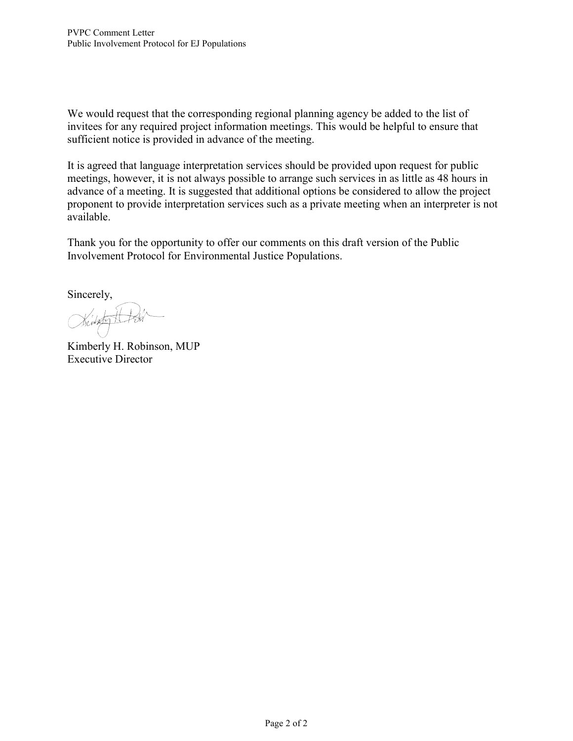We would request that the corresponding regional planning agency be added to the list of invitees for any required project information meetings. This would be helpful to ensure that sufficient notice is provided in advance of the meeting.

It is agreed that language interpretation services should be provided upon request for public meetings, however, it is not always possible to arrange such services in as little as 48 hours in advance of a meeting. It is suggested that additional options be considered to allow the project proponent to provide interpretation services such as a private meeting when an interpreter is not available.

Thank you for the opportunity to offer our comments on this draft version of the Public Involvement Protocol for Environmental Justice Populations.

Sincerely,

Kimberly H. Robinson, MUP
Executive Director